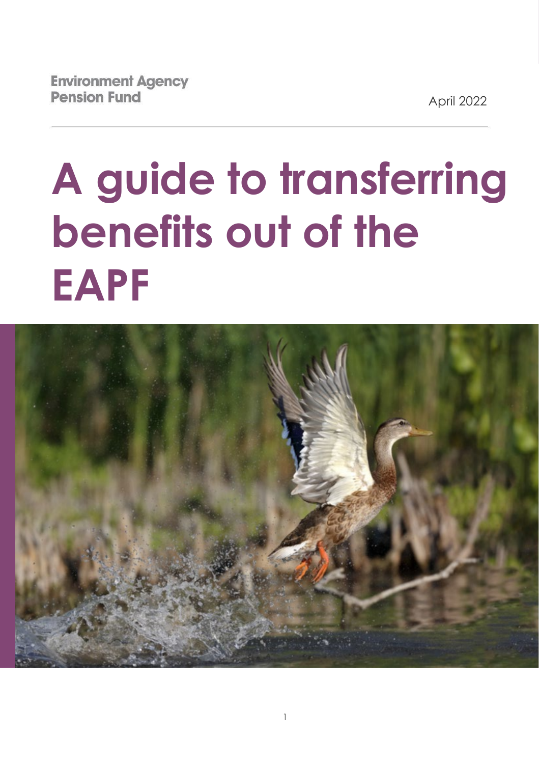Environment Agency
Pension Fund

April 2022

# A guide to transferring benefits out of the EAPF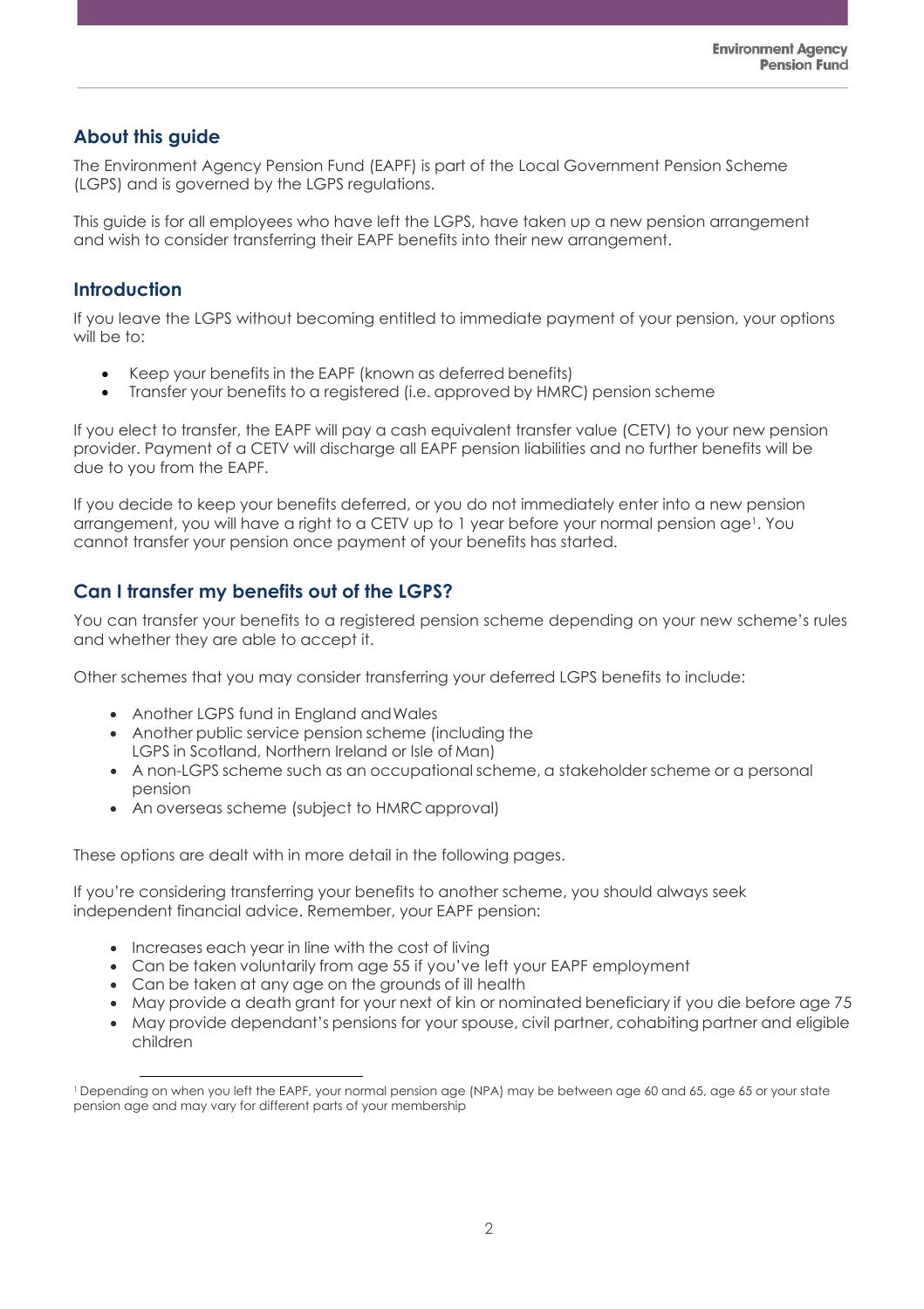## About this guide

The Environment Agency Pension Fund (EAPF) is part of the Local Government Pension Scheme (LGPS) and is governed by the LGPS regulations.

This guide is for all employees who have left the LGPS, have taken up a new pension arrangement and wish to consider transferring their EAPF benefits into their new arrangement.

## Introduction

If you leave the LGPS without becoming entitled to immediate payment of your pension, your options will be to:

- Keep your benefits in the EAPF (known as deferred benefits)
- Transfer your benefits to a registered (i.e. approved by HMRC) pension scheme

If you elect to transfer, the EAPF will pay a cash equivalent transfer value (CETV) to your new pension provider. Payment of a CETV will discharge all EAPF pension liabilities and no further benefits will be due to you from the EAPF.

If you decide to keep your benefits deferred, or you do not immediately enter into a new pension arrangement, you will have a right to a CETV up to 1 year before your normal pension age[1]. You cannot transfer your pension once payment of your benefits has started.

## Can I transfer my benefits out of the LGPS?

You can transfer your benefits to a registered pension scheme depending on your new scheme's rules and whether they are able to accept it.

Other schemes that you may consider transferring your deferred LGPS benefits to include:

- Another LGPS fund in England and Wales
- Another public service pension scheme (including the LGPS in Scotland, Northern Ireland or Isle of Man)
- A non-LGPS scheme such as an occupational scheme, a stakeholder scheme or a personal pension
- An overseas scheme (subject to HMRC approval)

These options are dealt with in more detail in the following pages.

If you're considering transferring your benefits to another scheme, you should always seek independent financial advice. Remember, your EAPF pension:

- Increases each year in line with the cost of living
- Can be taken voluntarily from age 55 if you've left your EAPF employment
- Can be taken at any age on the grounds of ill health
- May provide a death grant for your next of kin or nominated beneficiary if you die before age 75
- May provide dependant's pensions for your spouse, civil partner, cohabiting partner and eligible children

[1] Depending on when you left the EAPF, your normal pension age (NPA) may be between age 60 and 65, age 65 or your state pension age and may vary for different parts of your membership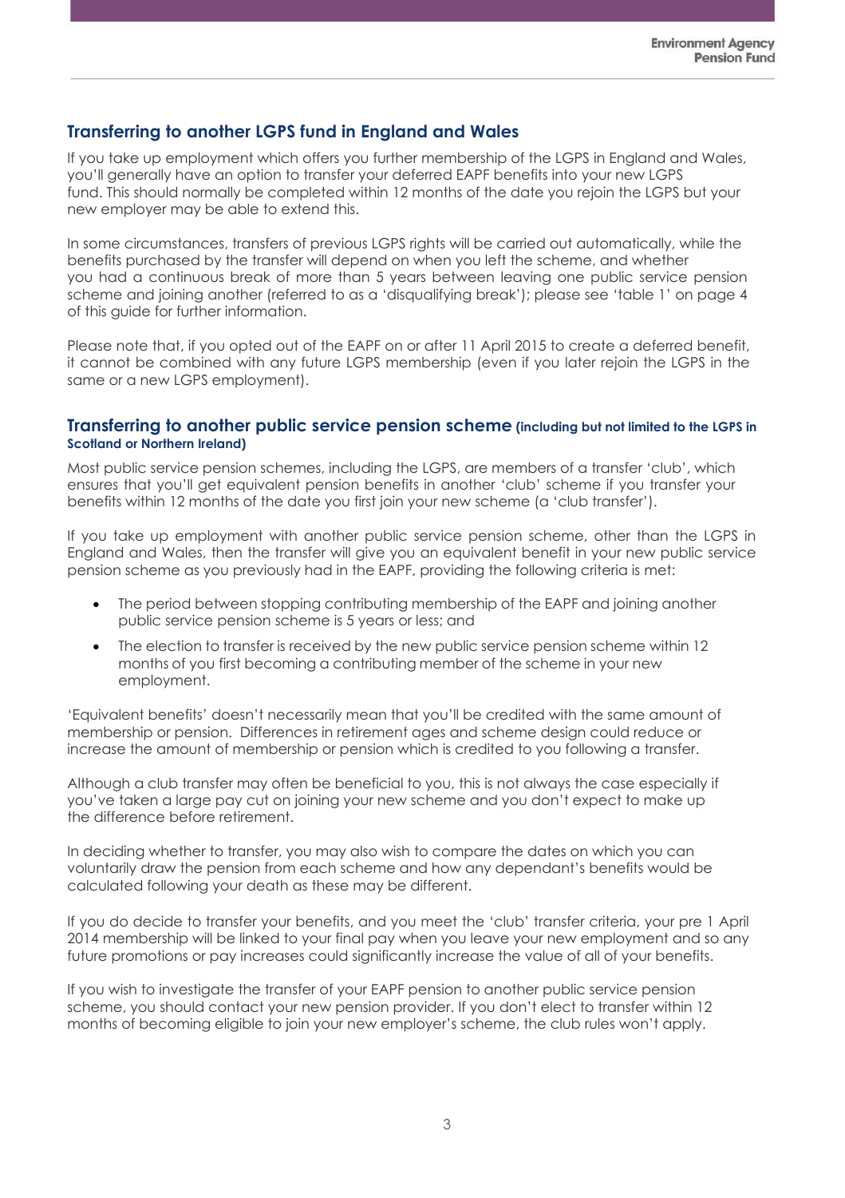## Transferring to another LGPS fund in England and Wales

If you take up employment which offers you further membership of the LGPS in England and Wales, you'll generally have an option to transfer your deferred EAPF benefits into your new LGPS fund. This should normally be completed within 12 months of the date you rejoin the LGPS but your new employer may be able to extend this.

In some circumstances, transfers of previous LGPS rights will be carried out automatically, while the benefits purchased by the transfer will depend on when you left the scheme, and whether you had a continuous break of more than 5 years between leaving one public service pension scheme and joining another (referred to as a 'disqualifying break'); please see 'table 1' on page 4 of this guide for further information.

Please note that, if you opted out of the EAPF on or after 11 April 2015 to create a deferred benefit, it cannot be combined with any future LGPS membership (even if you later rejoin the LGPS in the same or a new LGPS employment).

## Transferring to another public service pension scheme (including but not limited to the LGPS in Scotland or Northern Ireland)

Most public service pension schemes, including the LGPS, are members of a transfer 'club', which ensures that you'll get equivalent pension benefits in another 'club' scheme if you transfer your benefits within 12 months of the date you first join your new scheme (a 'club transfer').

If you take up employment with another public service pension scheme, other than the LGPS in England and Wales, then the transfer will give you an equivalent benefit in your new public service pension scheme as you previously had in the EAPF, providing the following criteria is met:

- The period between stopping contributing membership of the EAPF and joining another public service pension scheme is 5 years or less; and
- The election to transfer is received by the new public service pension scheme within 12 months of you first becoming a contributing member of the scheme in your new employment.

'Equivalent benefits' doesn't necessarily mean that you'll be credited with the same amount of membership or pension. Differences in retirement ages and scheme design could reduce or increase the amount of membership or pension which is credited to you following a transfer.

Although a club transfer may often be beneficial to you, this is not always the case especially if you've taken a large pay cut on joining your new scheme and you don't expect to make up the difference before retirement.

In deciding whether to transfer, you may also wish to compare the dates on which you can voluntarily draw the pension from each scheme and how any dependant's benefits would be calculated following your death as these may be different.

If you do decide to transfer your benefits, and you meet the 'club' transfer criteria, your pre 1 April 2014 membership will be linked to your final pay when you leave your new employment and so any future promotions or pay increases could significantly increase the value of all of your benefits.

If you wish to investigate the transfer of your EAPF pension to another public service pension scheme, you should contact your new pension provider. If you don't elect to transfer within 12 months of becoming eligible to join your new employer's scheme, the club rules won't apply.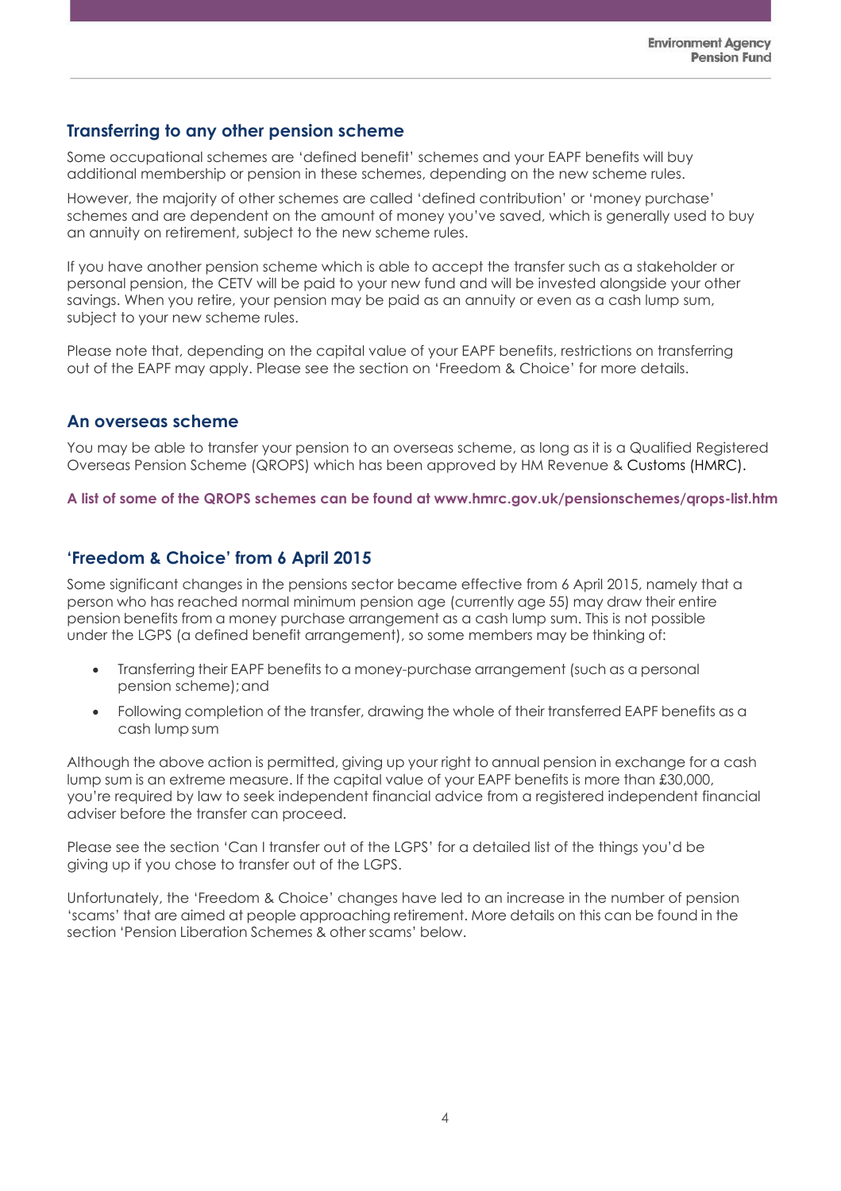## Transferring to any other pension scheme

Some occupational schemes are 'defined benefit' schemes and your EAPF benefits will buy additional membership or pension in these schemes, depending on the new scheme rules.

However, the majority of other schemes are called 'defined contribution' or 'money purchase' schemes and are dependent on the amount of money you've saved, which is generally used to buy an annuity on retirement, subject to the new scheme rules.

If you have another pension scheme which is able to accept the transfer such as a stakeholder or personal pension, the CETV will be paid to your new fund and will be invested alongside your other savings. When you retire, your pension may be paid as an annuity or even as a cash lump sum, subject to your new scheme rules.

Please note that, depending on the capital value of your EAPF benefits, restrictions on transferring out of the EAPF may apply. Please see the section on 'Freedom & Choice' for more details.

## An overseas scheme

You may be able to transfer your pension to an overseas scheme, as long as it is a Qualified Registered Overseas Pension Scheme (QROPS) which has been approved by HM Revenue & Customs (HMRC).

**A list of some of the QROPS schemes can be found at www.hmrc.gov.uk/pensionschemes/qrops-list.htm**

## 'Freedom & Choice' from 6 April 2015

Some significant changes in the pensions sector became effective from 6 April 2015, namely that a person who has reached normal minimum pension age (currently age 55) may draw their entire pension benefits from a money purchase arrangement as a cash lump sum. This is not possible under the LGPS (a defined benefit arrangement), so some members may be thinking of:

- Transferring their EAPF benefits to a money-purchase arrangement (such as a personal pension scheme); and
- Following completion of the transfer, drawing the whole of their transferred EAPF benefits as a cash lump sum

Although the above action is permitted, giving up your right to annual pension in exchange for a cash lump sum is an extreme measure. If the capital value of your EAPF benefits is more than £30,000, you're required by law to seek independent financial advice from a registered independent financial adviser before the transfer can proceed.

Please see the section 'Can I transfer out of the LGPS' for a detailed list of the things you'd be giving up if you chose to transfer out of the LGPS.

Unfortunately, the 'Freedom & Choice' changes have led to an increase in the number of pension 'scams' that are aimed at people approaching retirement. More details on this can be found in the section 'Pension Liberation Schemes & other scams' below.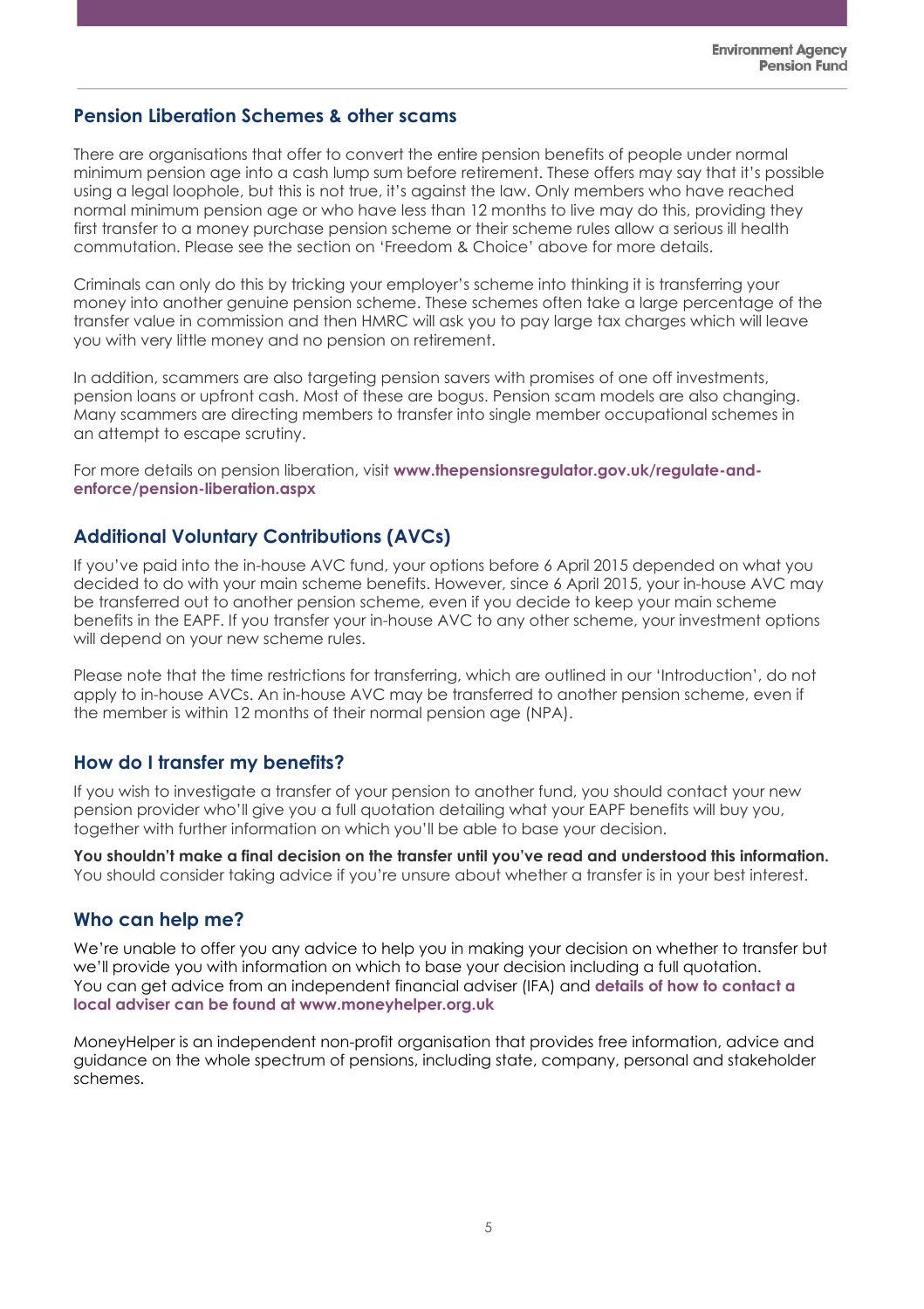## Pension Liberation Schemes & other scams

There are organisations that offer to convert the entire pension benefits of people under normal minimum pension age into a cash lump sum before retirement. These offers may say that it's possible using a legal loophole, but this is not true, it's against the law. Only members who have reached normal minimum pension age or who have less than 12 months to live may do this, providing they first transfer to a money purchase pension scheme or their scheme rules allow a serious ill health commutation. Please see the section on 'Freedom & Choice' above for more details.

Criminals can only do this by tricking your employer's scheme into thinking it is transferring your money into another genuine pension scheme. These schemes often take a large percentage of the transfer value in commission and then HMRC will ask you to pay large tax charges which will leave you with very little money and no pension on retirement.

In addition, scammers are also targeting pension savers with promises of one off investments, pension loans or upfront cash. Most of these are bogus. Pension scam models are also changing. Many scammers are directing members to transfer into single member occupational schemes in an attempt to escape scrutiny.

For more details on pension liberation, visit **www.thepensionsregulator.gov.uk/regulate-and-enforce/pension-liberation.aspx**

## Additional Voluntary Contributions (AVCs)

If you've paid into the in-house AVC fund, your options before 6 April 2015 depended on what you decided to do with your main scheme benefits. However, since 6 April 2015, your in-house AVC may be transferred out to another pension scheme, even if you decide to keep your main scheme benefits in the EAPF. If you transfer your in-house AVC to any other scheme, your investment options will depend on your new scheme rules.

Please note that the time restrictions for transferring, which are outlined in our 'Introduction', do not apply to in-house AVCs. An in-house AVC may be transferred to another pension scheme, even if the member is within 12 months of their normal pension age (NPA).

## How do I transfer my benefits?

If you wish to investigate a transfer of your pension to another fund, you should contact your new pension provider who'll give you a full quotation detailing what your EAPF benefits will buy you, together with further information on which you'll be able to base your decision.

**You shouldn't make a final decision on the transfer until you've read and understood this information.** You should consider taking advice if you're unsure about whether a transfer is in your best interest.

## Who can help me?

We're unable to offer you any advice to help you in making your decision on whether to transfer but we'll provide you with information on which to base your decision including a full quotation. You can get advice from an independent financial adviser (IFA) and **details of how to contact a local adviser can be found at www.moneyhelper.org.uk**

MoneyHelper is an independent non-profit organisation that provides free information, advice and guidance on the whole spectrum of pensions, including state, company, personal and stakeholder schemes.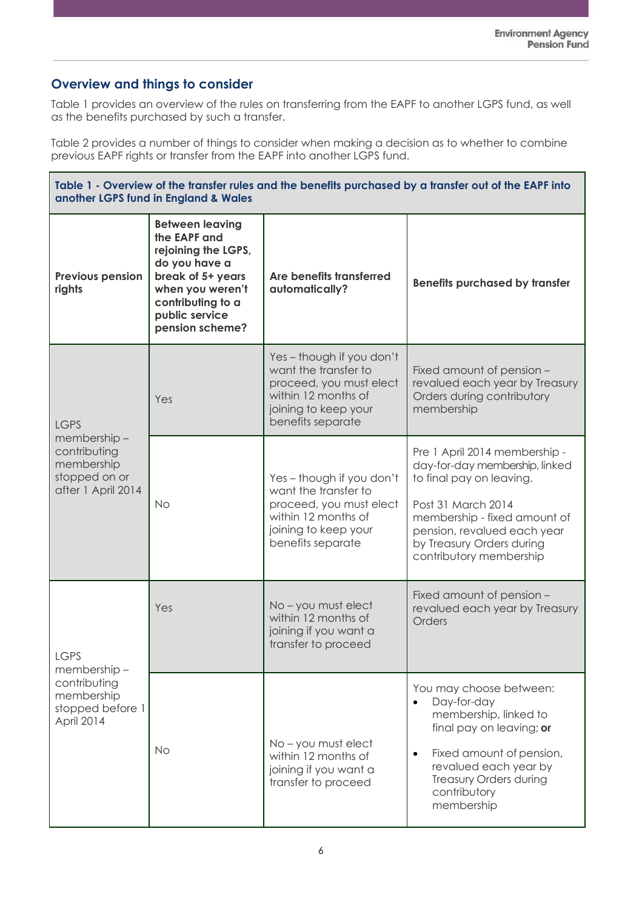## Overview and things to consider

Table 1 provides an overview of the rules on transferring from the EAPF to another LGPS fund, as well as the benefits purchased by such a transfer.

Table 2 provides a number of things to consider when making a decision as to whether to combine previous EAPF rights or transfer from the EAPF into another LGPS fund.

**Table 1 - Overview of the transfer rules and the benefits purchased by a transfer out of the EAPF into another LGPS fund in England & Wales**

| Previous pension rights | Between leaving the EAPF and rejoining the LGPS, do you have a break of 5+ years when you weren't contributing to a public service pension scheme? | Are benefits transferred automatically? | Benefits purchased by transfer |
|---|---|---|---|
| LGPS membership – contributing membership stopped on or after 1 April 2014 | Yes | Yes – though if you don't want the transfer to proceed, you must elect within 12 months of joining to keep your benefits separate | Fixed amount of pension – revalued each year by Treasury Orders during contributory membership |
| | No | Yes – though if you don't want the transfer to proceed, you must elect within 12 months of joining to keep your benefits separate | Pre 1 April 2014 membership - day-for-day membership, linked to final pay on leaving.<br><br>Post 31 March 2014 membership - fixed amount of pension, revalued each year by Treasury Orders during contributory membership |
| LGPS membership – contributing membership stopped before 1 April 2014 | Yes | No – you must elect within 12 months of joining if you want a transfer to proceed | Fixed amount of pension – revalued each year by Treasury Orders |
| | No | No – you must elect within 12 months of joining if you want a transfer to proceed | You may choose between:<br>• Day-for-day membership, linked to final pay on leaving; **or**<br>• Fixed amount of pension, revalued each year by Treasury Orders during contributory membership |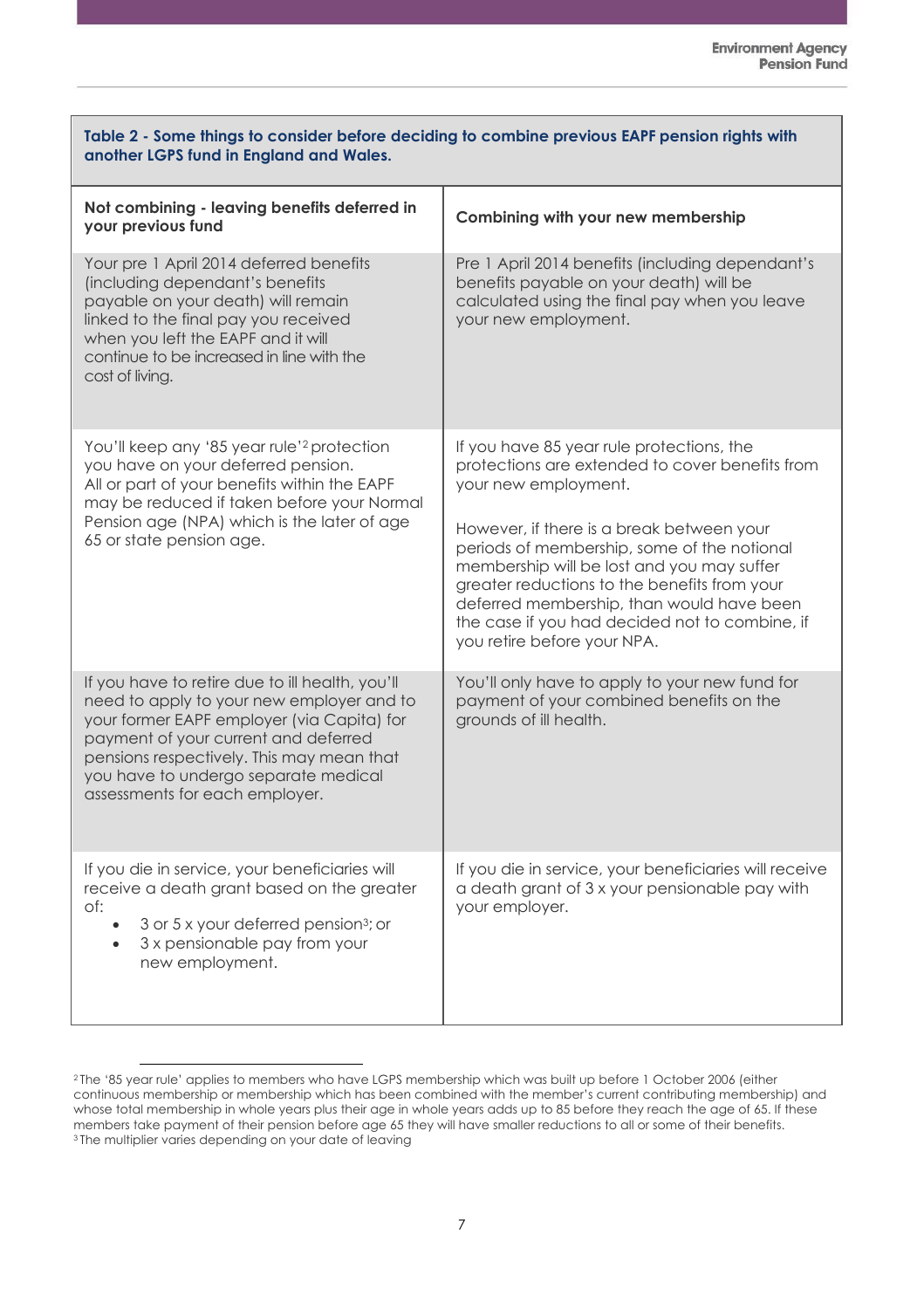**Table 2 - Some things to consider before deciding to combine previous EAPF pension rights with another LGPS fund in England and Wales.**

| Not combining - leaving benefits deferred in your previous fund | Combining with your new membership |
|---|---|
| Your pre 1 April 2014 deferred benefits (including dependant's benefits payable on your death) will remain linked to the final pay you received when you left the EAPF and it will continue to be increased in line with the cost of living. | Pre 1 April 2014 benefits (including dependant's benefits payable on your death) will be calculated using the final pay when you leave your new employment. |
| You'll keep any '85 year rule'[2] protection you have on your deferred pension. All or part of your benefits within the EAPF may be reduced if taken before your Normal Pension age (NPA) which is the later of age 65 or state pension age. | If you have 85 year rule protections, the protections are extended to cover benefits from your new employment.<br><br>However, if there is a break between your periods of membership, some of the notional membership will be lost and you may suffer greater reductions to the benefits from your deferred membership, than would have been the case if you had decided not to combine, if you retire before your NPA. |
| If you have to retire due to ill health, you'll need to apply to your new employer and to your former EAPF employer (via Capita) for payment of your current and deferred pensions respectively. This may mean that you have to undergo separate medical assessments for each employer. | You'll only have to apply to your new fund for payment of your combined benefits on the grounds of ill health. |
| If you die in service, your beneficiaries will receive a death grant based on the greater of:<br>• 3 or 5 x your deferred pension[3]; or<br>• 3 x pensionable pay from your new employment. | If you die in service, your beneficiaries will receive a death grant of 3 x your pensionable pay with your employer. |

[2] The '85 year rule' applies to members who have LGPS membership which was built up before 1 October 2006 (either continuous membership or membership which has been combined with the member's current contributing membership) and whose total membership in whole years plus their age in whole years adds up to 85 before they reach the age of 65. If these members take payment of their pension before age 65 they will have smaller reductions to all or some of their benefits.

[3] The multiplier varies depending on your date of leaving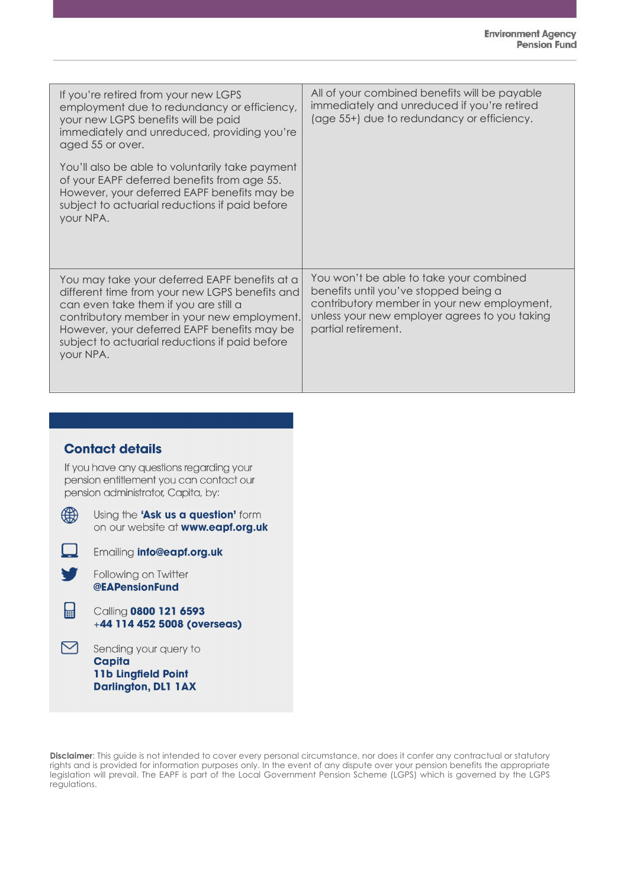| | |
|---|---|
| If you're retired from your new LGPS employment due to redundancy or efficiency, your new LGPS benefits will be paid immediately and unreduced, providing you're aged 55 or over.<br><br>You'll also be able to voluntarily take payment of your EAPF deferred benefits from age 55. However, your deferred EAPF benefits may be subject to actuarial reductions if paid before your NPA. | All of your combined benefits will be payable immediately and unreduced if you're retired (age 55+) due to redundancy or efficiency. |
| You may take your deferred EAPF benefits at a different time from your new LGPS benefits and can even take them if you are still a contributory member in your new employment. However, your deferred EAPF benefits may be subject to actuarial reductions if paid before your NPA. | You won't be able to take your combined benefits until you've stopped being a contributory member in your new employment, unless your new employer agrees to you taking partial retirement. |

## Contact details

If you have any questions regarding your pension entitlement you can contact our pension administrator, Capita, by:

- Using the **'Ask us a question'** form on our website at **www.eapf.org.uk**
- Emailing **info@eapf.org.uk**
- Following on Twitter **@EAPensionFund**
- Calling **0800 121 6593** **+44 114 452 5008 (overseas)**
- Sending your query to **Capita** **11b Lingfield Point** **Darlington, DL1 1AX**

**Disclaimer**: This guide is not intended to cover every personal circumstance, nor does it confer any contractual or statutory rights and is provided for information purposes only. In the event of any dispute over your pension benefits the appropriate legislation will prevail. The EAPF is part of the Local Government Pension Scheme (LGPS) which is governed by the LGPS regulations.